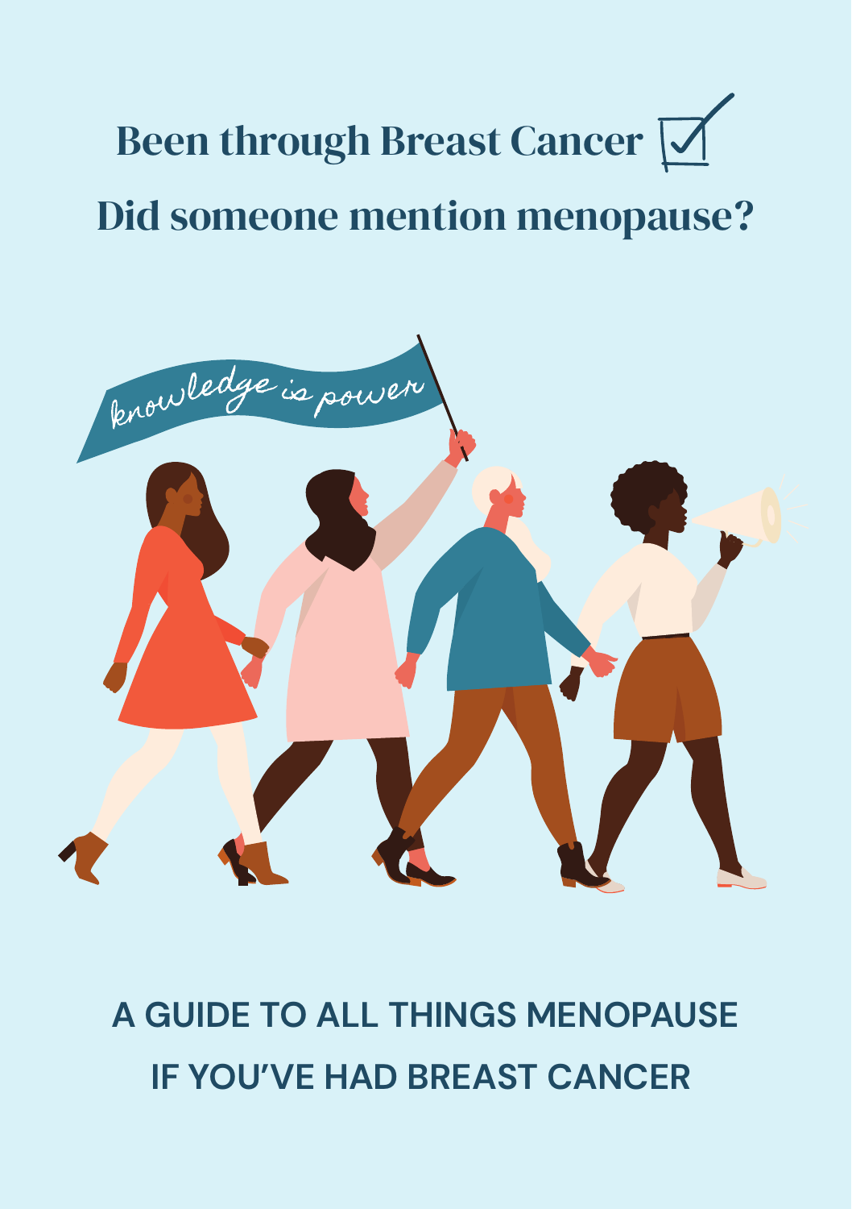# Been through Breast Cancer ☑

# Did someone mention menopause?

knowledge is power

## A GUIDE TO ALL THINGS MENOPAUSE IF YOU'VE HAD BREAST CANCER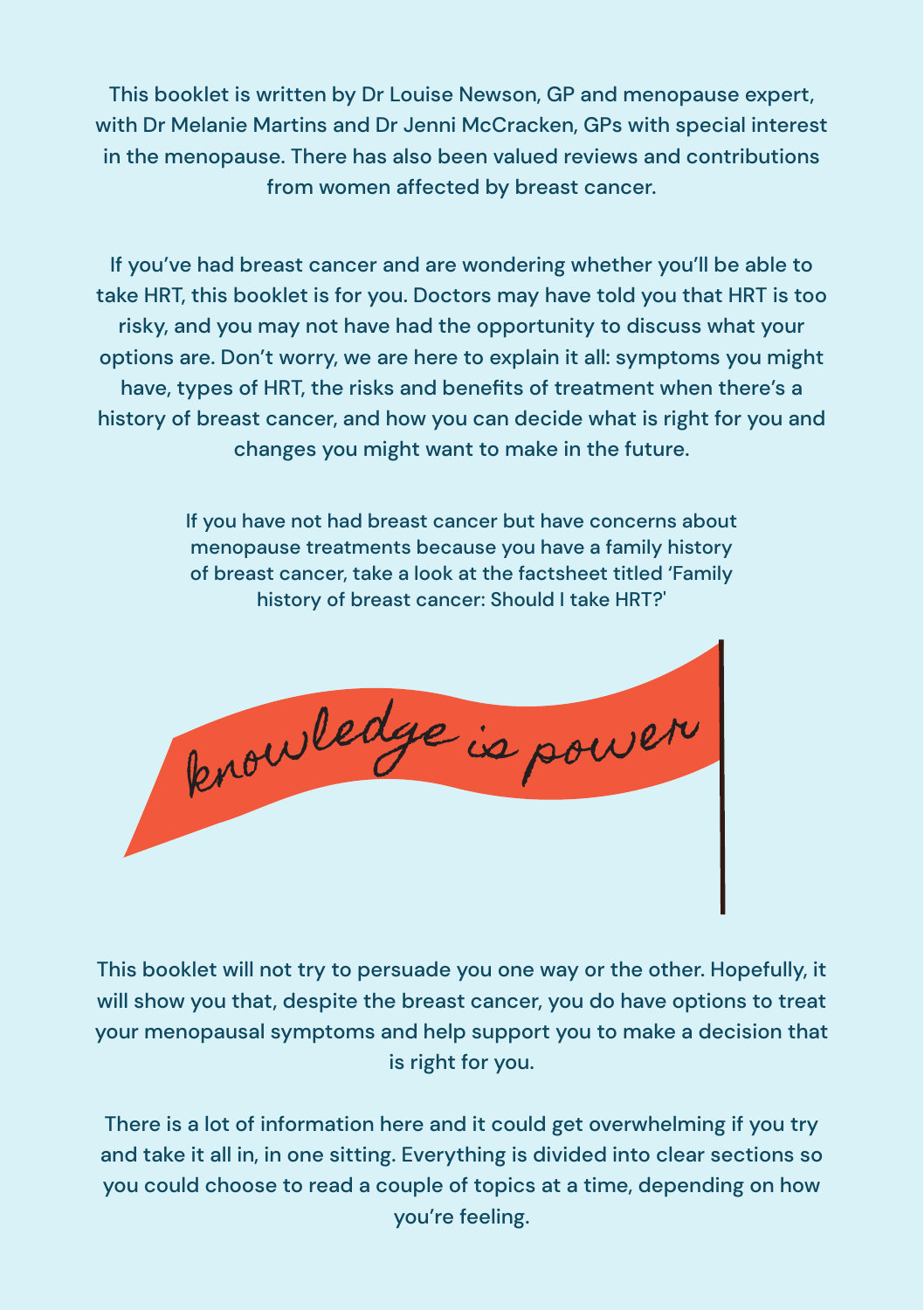This booklet is written by Dr Louise Newson, GP and menopause expert, with Dr Melanie Martins and Dr Jenni McCracken, GPs with special interest in the menopause. There has also been valued reviews and contributions from women affected by breast cancer.

If you've had breast cancer and are wondering whether you'll be able to take HRT, this booklet is for you. Doctors may have told you that HRT is too risky, and you may not have had the opportunity to discuss what your options are. Don't worry, we are here to explain it all: symptoms you might have, types of HRT, the risks and benefits of treatment when there's a history of breast cancer, and how you can decide what is right for you and changes you might want to make in the future.

If you have not had breast cancer but have concerns about menopause treatments because you have a family history of breast cancer, take a look at the factsheet titled 'Family history of breast cancer: Should I take HRT?'

knowledge is power

This booklet will not try to persuade you one way or the other. Hopefully, it will show you that, despite the breast cancer, you do have options to treat your menopausal symptoms and help support you to make a decision that is right for you.

There is a lot of information here and it could get overwhelming if you try and take it all in, in one sitting. Everything is divided into clear sections so you could choose to read a couple of topics at a time, depending on how you're feeling.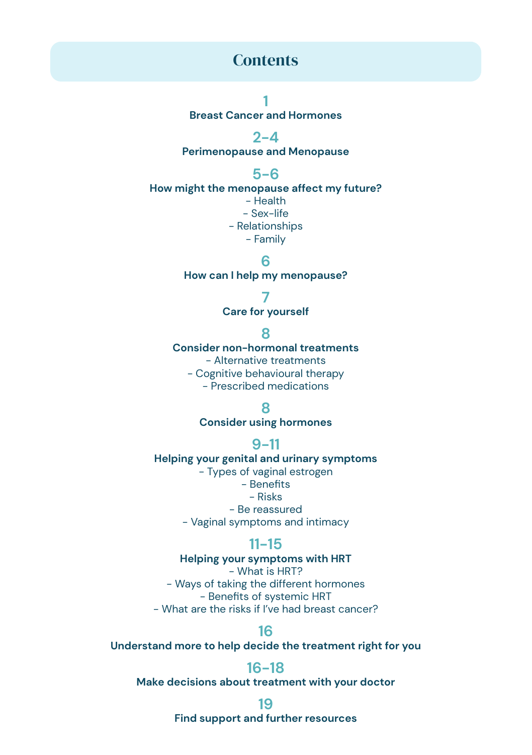# Contents

**1**
**Breast Cancer and Hormones**

**2-4**
**Perimenopause and Menopause**

**5-6**
**How might the menopause affect my future?**
- Health
- Sex-life
- Relationships
- Family

**6**
**How can I help my menopause?**

**7**
**Care for yourself**

**8**
**Consider non-hormonal treatments**
- Alternative treatments
- Cognitive behavioural therapy
- Prescribed medications

**8**
**Consider using hormones**

**9-11**
**Helping your genital and urinary symptoms**
- Types of vaginal estrogen
- Benefits
- Risks
- Be reassured
- Vaginal symptoms and intimacy

**11-15**
**Helping your symptoms with HRT**
- What is HRT?
- Ways of taking the different hormones
- Benefits of systemic HRT
- What are the risks if I've had breast cancer?

**16**
**Understand more to help decide the treatment right for you**

**16-18**
**Make decisions about treatment with your doctor**

**19**
**Find support and further resources**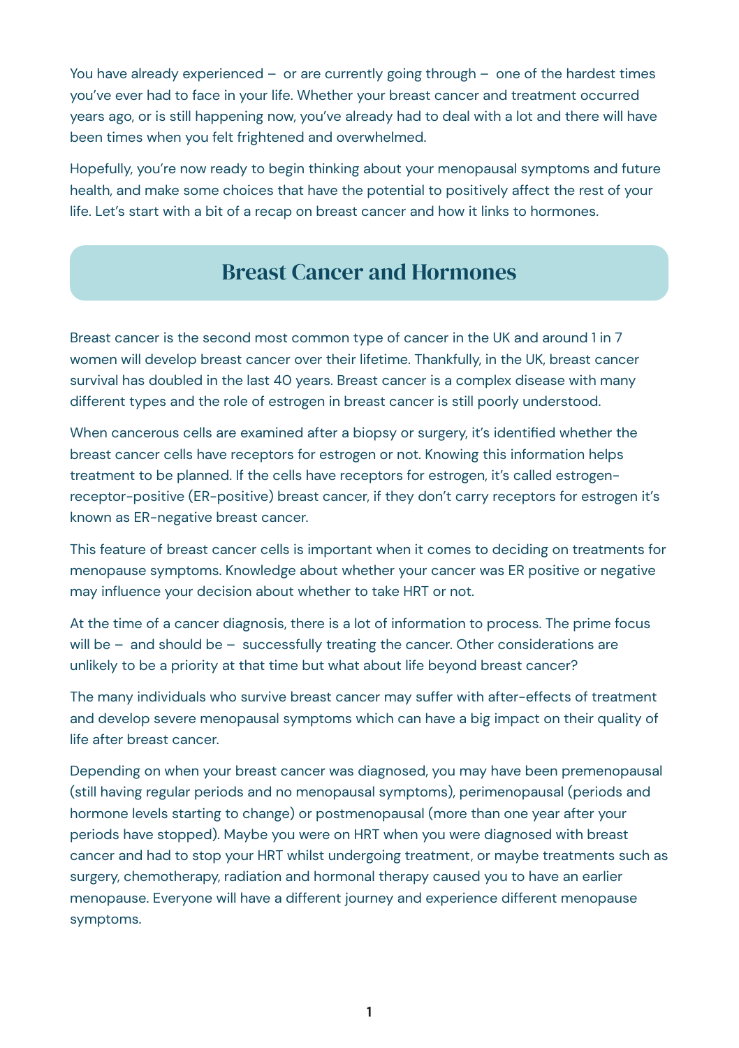You have already experienced – or are currently going through – one of the hardest times you've ever had to face in your life. Whether your breast cancer and treatment occurred years ago, or is still happening now, you've already had to deal with a lot and there will have been times when you felt frightened and overwhelmed.

Hopefully, you're now ready to begin thinking about your menopausal symptoms and future health, and make some choices that have the potential to positively affect the rest of your life. Let's start with a bit of a recap on breast cancer and how it links to hormones.

## Breast Cancer and Hormones

Breast cancer is the second most common type of cancer in the UK and around 1 in 7 women will develop breast cancer over their lifetime. Thankfully, in the UK, breast cancer survival has doubled in the last 40 years. Breast cancer is a complex disease with many different types and the role of estrogen in breast cancer is still poorly understood.

When cancerous cells are examined after a biopsy or surgery, it's identified whether the breast cancer cells have receptors for estrogen or not. Knowing this information helps treatment to be planned. If the cells have receptors for estrogen, it's called estrogen-receptor-positive (ER-positive) breast cancer, if they don't carry receptors for estrogen it's known as ER-negative breast cancer.

This feature of breast cancer cells is important when it comes to deciding on treatments for menopause symptoms. Knowledge about whether your cancer was ER positive or negative may influence your decision about whether to take HRT or not.

At the time of a cancer diagnosis, there is a lot of information to process. The prime focus will be – and should be – successfully treating the cancer. Other considerations are unlikely to be a priority at that time but what about life beyond breast cancer?

The many individuals who survive breast cancer may suffer with after-effects of treatment and develop severe menopausal symptoms which can have a big impact on their quality of life after breast cancer.

Depending on when your breast cancer was diagnosed, you may have been premenopausal (still having regular periods and no menopausal symptoms), perimenopausal (periods and hormone levels starting to change) or postmenopausal (more than one year after your periods have stopped). Maybe you were on HRT when you were diagnosed with breast cancer and had to stop your HRT whilst undergoing treatment, or maybe treatments such as surgery, chemotherapy, radiation and hormonal therapy caused you to have an earlier menopause. Everyone will have a different journey and experience different menopause symptoms.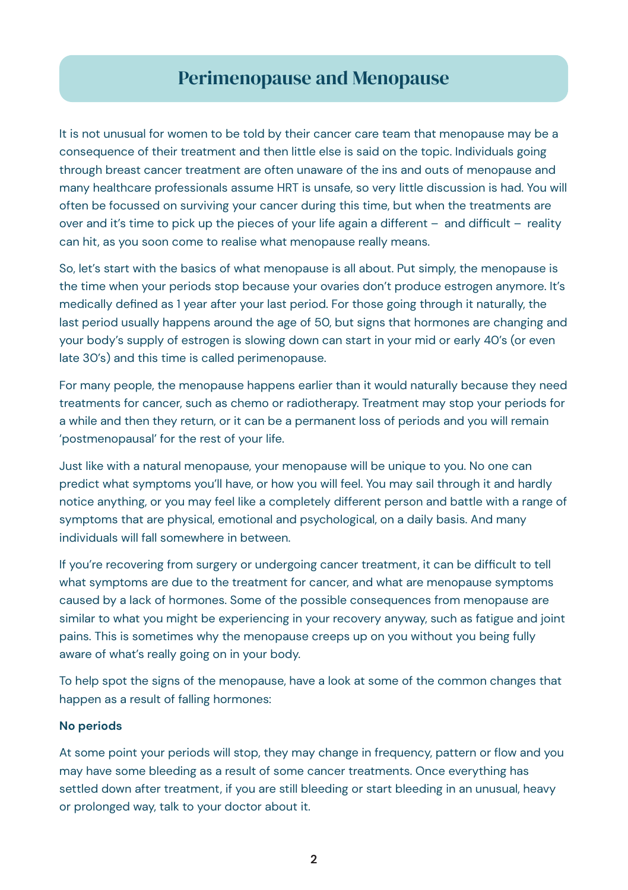# Perimenopause and Menopause

It is not unusual for women to be told by their cancer care team that menopause may be a consequence of their treatment and then little else is said on the topic. Individuals going through breast cancer treatment are often unaware of the ins and outs of menopause and many healthcare professionals assume HRT is unsafe, so very little discussion is had. You will often be focussed on surviving your cancer during this time, but when the treatments are over and it's time to pick up the pieces of your life again a different – and difficult – reality can hit, as you soon come to realise what menopause really means.

So, let's start with the basics of what menopause is all about. Put simply, the menopause is the time when your periods stop because your ovaries don't produce estrogen anymore. It's medically defined as 1 year after your last period. For those going through it naturally, the last period usually happens around the age of 50, but signs that hormones are changing and your body's supply of estrogen is slowing down can start in your mid or early 40's (or even late 30's) and this time is called perimenopause.

For many people, the menopause happens earlier than it would naturally because they need treatments for cancer, such as chemo or radiotherapy. Treatment may stop your periods for a while and then they return, or it can be a permanent loss of periods and you will remain 'postmenopausal' for the rest of your life.

Just like with a natural menopause, your menopause will be unique to you. No one can predict what symptoms you'll have, or how you will feel. You may sail through it and hardly notice anything, or you may feel like a completely different person and battle with a range of symptoms that are physical, emotional and psychological, on a daily basis. And many individuals will fall somewhere in between.

If you're recovering from surgery or undergoing cancer treatment, it can be difficult to tell what symptoms are due to the treatment for cancer, and what are menopause symptoms caused by a lack of hormones. Some of the possible consequences from menopause are similar to what you might be experiencing in your recovery anyway, such as fatigue and joint pains. This is sometimes why the menopause creeps up on you without you being fully aware of what's really going on in your body.

To help spot the signs of the menopause, have a look at some of the common changes that happen as a result of falling hormones:

**No periods**

At some point your periods will stop, they may change in frequency, pattern or flow and you may have some bleeding as a result of some cancer treatments. Once everything has settled down after treatment, if you are still bleeding or start bleeding in an unusual, heavy or prolonged way, talk to your doctor about it.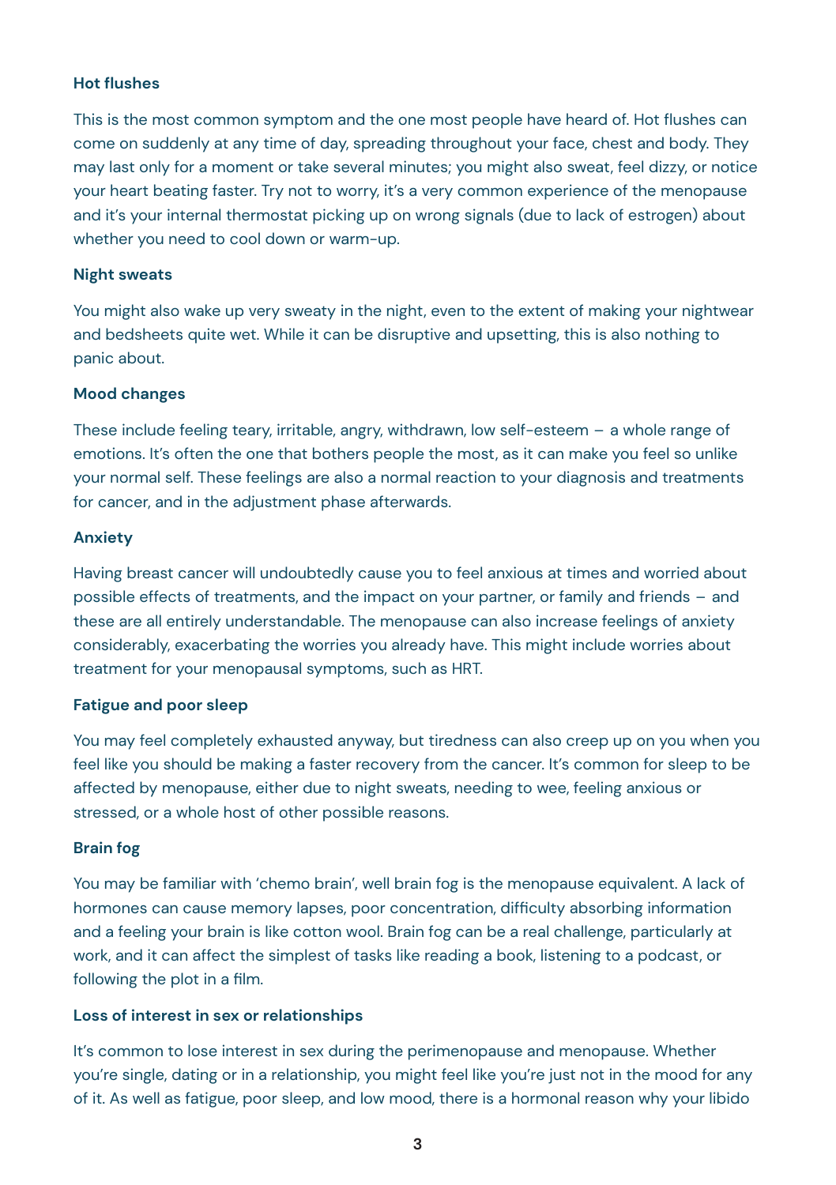**Hot flushes**

This is the most common symptom and the one most people have heard of. Hot flushes can come on suddenly at any time of day, spreading throughout your face, chest and body. They may last only for a moment or take several minutes; you might also sweat, feel dizzy, or notice your heart beating faster. Try not to worry, it's a very common experience of the menopause and it's your internal thermostat picking up on wrong signals (due to lack of estrogen) about whether you need to cool down or warm-up.

**Night sweats**

You might also wake up very sweaty in the night, even to the extent of making your nightwear and bedsheets quite wet. While it can be disruptive and upsetting, this is also nothing to panic about.

**Mood changes**

These include feeling teary, irritable, angry, withdrawn, low self-esteem – a whole range of emotions. It's often the one that bothers people the most, as it can make you feel so unlike your normal self. These feelings are also a normal reaction to your diagnosis and treatments for cancer, and in the adjustment phase afterwards.

**Anxiety**

Having breast cancer will undoubtedly cause you to feel anxious at times and worried about possible effects of treatments, and the impact on your partner, or family and friends – and these are all entirely understandable. The menopause can also increase feelings of anxiety considerably, exacerbating the worries you already have. This might include worries about treatment for your menopausal symptoms, such as HRT.

**Fatigue and poor sleep**

You may feel completely exhausted anyway, but tiredness can also creep up on you when you feel like you should be making a faster recovery from the cancer. It's common for sleep to be affected by menopause, either due to night sweats, needing to wee, feeling anxious or stressed, or a whole host of other possible reasons.

**Brain fog**

You may be familiar with 'chemo brain', well brain fog is the menopause equivalent. A lack of hormones can cause memory lapses, poor concentration, difficulty absorbing information and a feeling your brain is like cotton wool. Brain fog can be a real challenge, particularly at work, and it can affect the simplest of tasks like reading a book, listening to a podcast, or following the plot in a film.

**Loss of interest in sex or relationships**

It's common to lose interest in sex during the perimenopause and menopause. Whether you're single, dating or in a relationship, you might feel like you're just not in the mood for any of it. As well as fatigue, poor sleep, and low mood, there is a hormonal reason why your libido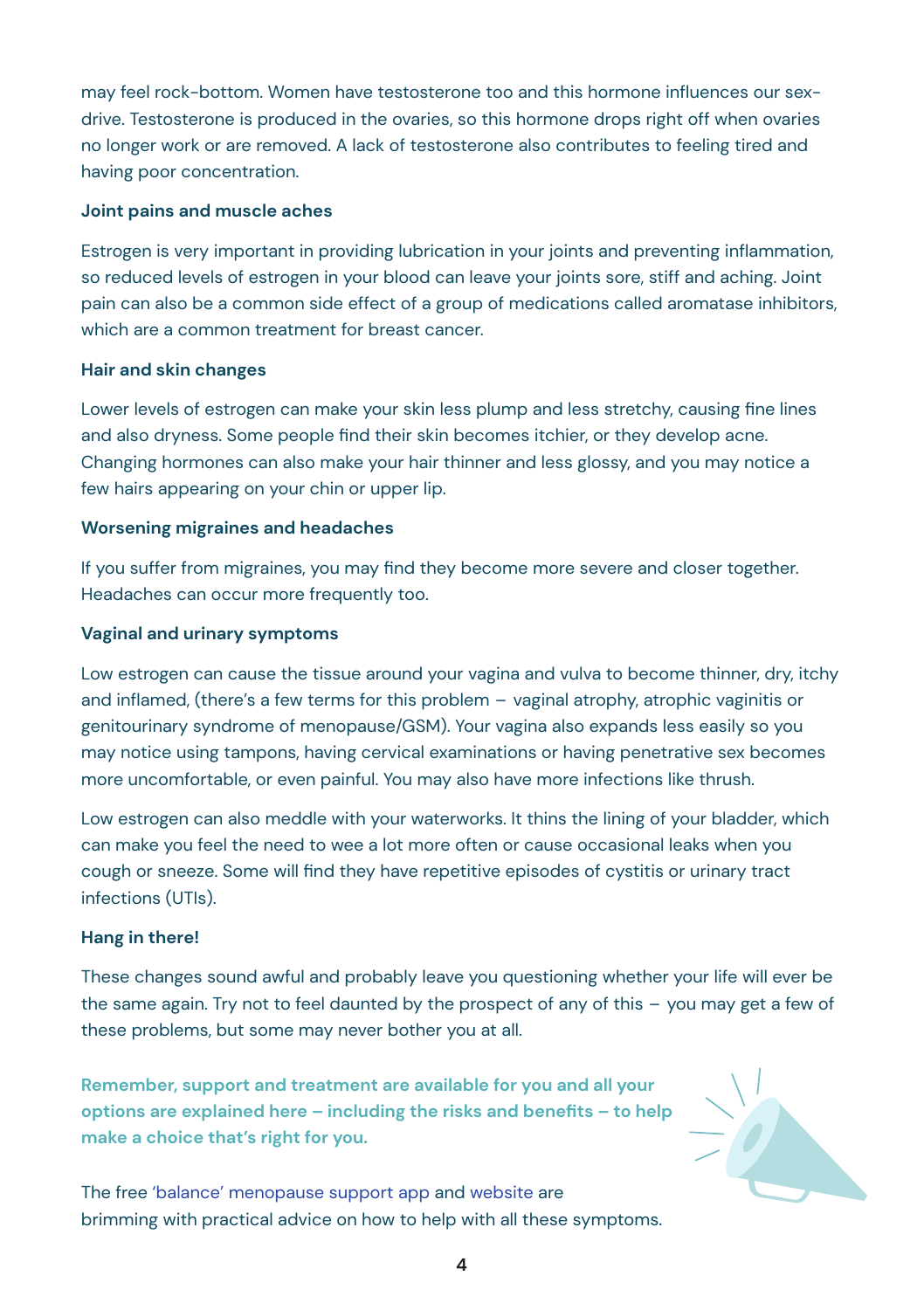may feel rock-bottom. Women have testosterone too and this hormone influences our sex-drive. Testosterone is produced in the ovaries, so this hormone drops right off when ovaries no longer work or are removed. A lack of testosterone also contributes to feeling tired and having poor concentration.

**Joint pains and muscle aches**

Estrogen is very important in providing lubrication in your joints and preventing inflammation, so reduced levels of estrogen in your blood can leave your joints sore, stiff and aching. Joint pain can also be a common side effect of a group of medications called aromatase inhibitors, which are a common treatment for breast cancer.

**Hair and skin changes**

Lower levels of estrogen can make your skin less plump and less stretchy, causing fine lines and also dryness. Some people find their skin becomes itchier, or they develop acne. Changing hormones can also make your hair thinner and less glossy, and you may notice a few hairs appearing on your chin or upper lip.

**Worsening migraines and headaches**

If you suffer from migraines, you may find they become more severe and closer together. Headaches can occur more frequently too.

**Vaginal and urinary symptoms**

Low estrogen can cause the tissue around your vagina and vulva to become thinner, dry, itchy and inflamed, (there's a few terms for this problem – vaginal atrophy, atrophic vaginitis or genitourinary syndrome of menopause/GSM). Your vagina also expands less easily so you may notice using tampons, having cervical examinations or having penetrative sex becomes more uncomfortable, or even painful. You may also have more infections like thrush.

Low estrogen can also meddle with your waterworks. It thins the lining of your bladder, which can make you feel the need to wee a lot more often or cause occasional leaks when you cough or sneeze. Some will find they have repetitive episodes of cystitis or urinary tract infections (UTIs).

**Hang in there!**

These changes sound awful and probably leave you questioning whether your life will ever be the same again. Try not to feel daunted by the prospect of any of this – you may get a few of these problems, but some may never bother you at all.

**Remember, support and treatment are available for you and all your options are explained here – including the risks and benefits – to help make a choice that's right for you.**

The free 'balance' menopause support app and website are brimming with practical advice on how to help with all these symptoms.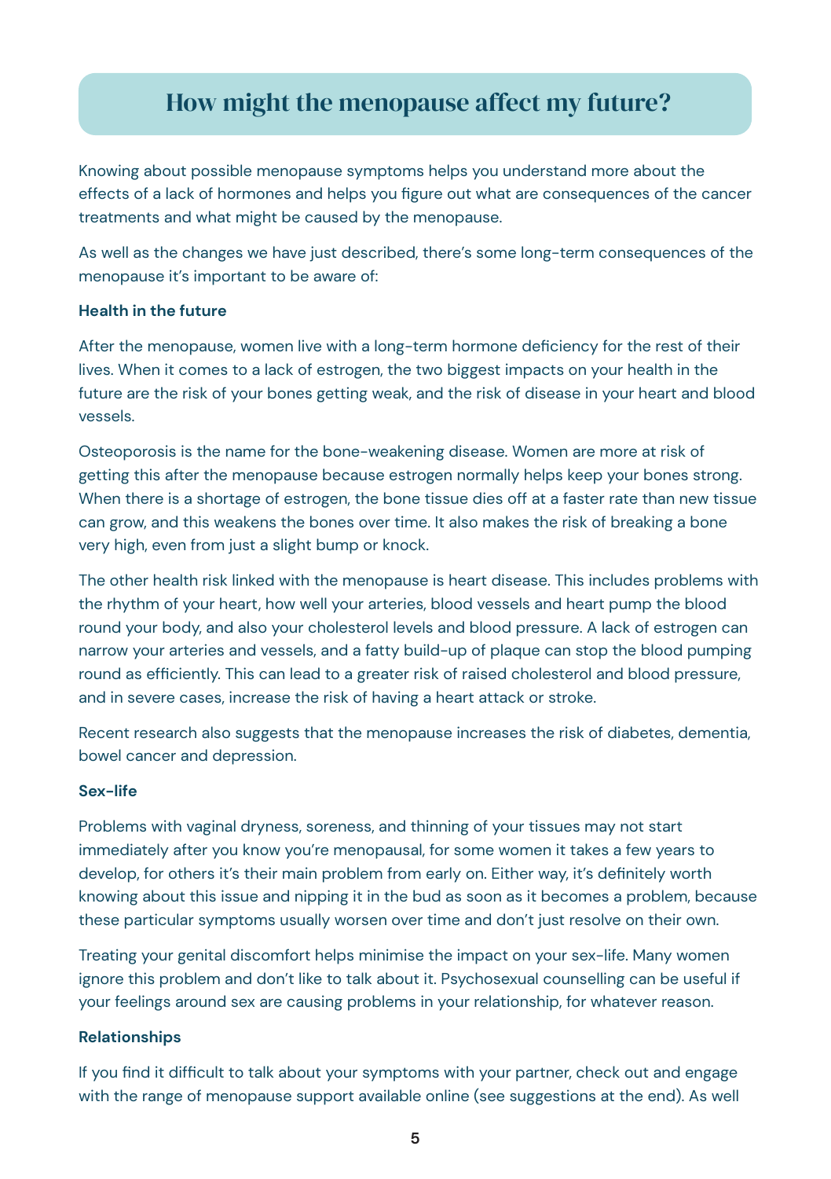## How might the menopause affect my future?

Knowing about possible menopause symptoms helps you understand more about the effects of a lack of hormones and helps you figure out what are consequences of the cancer treatments and what might be caused by the menopause.

As well as the changes we have just described, there's some long-term consequences of the menopause it's important to be aware of:

**Health in the future**

After the menopause, women live with a long-term hormone deficiency for the rest of their lives. When it comes to a lack of estrogen, the two biggest impacts on your health in the future are the risk of your bones getting weak, and the risk of disease in your heart and blood vessels.

Osteoporosis is the name for the bone-weakening disease. Women are more at risk of getting this after the menopause because estrogen normally helps keep your bones strong. When there is a shortage of estrogen, the bone tissue dies off at a faster rate than new tissue can grow, and this weakens the bones over time. It also makes the risk of breaking a bone very high, even from just a slight bump or knock.

The other health risk linked with the menopause is heart disease. This includes problems with the rhythm of your heart, how well your arteries, blood vessels and heart pump the blood round your body, and also your cholesterol levels and blood pressure. A lack of estrogen can narrow your arteries and vessels, and a fatty build-up of plaque can stop the blood pumping round as efficiently. This can lead to a greater risk of raised cholesterol and blood pressure, and in severe cases, increase the risk of having a heart attack or stroke.

Recent research also suggests that the menopause increases the risk of diabetes, dementia, bowel cancer and depression.

**Sex-life**

Problems with vaginal dryness, soreness, and thinning of your tissues may not start immediately after you know you're menopausal, for some women it takes a few years to develop, for others it's their main problem from early on. Either way, it's definitely worth knowing about this issue and nipping it in the bud as soon as it becomes a problem, because these particular symptoms usually worsen over time and don't just resolve on their own.

Treating your genital discomfort helps minimise the impact on your sex-life. Many women ignore this problem and don't like to talk about it. Psychosexual counselling can be useful if your feelings around sex are causing problems in your relationship, for whatever reason.

**Relationships**

If you find it difficult to talk about your symptoms with your partner, check out and engage with the range of menopause support available online (see suggestions at the end). As well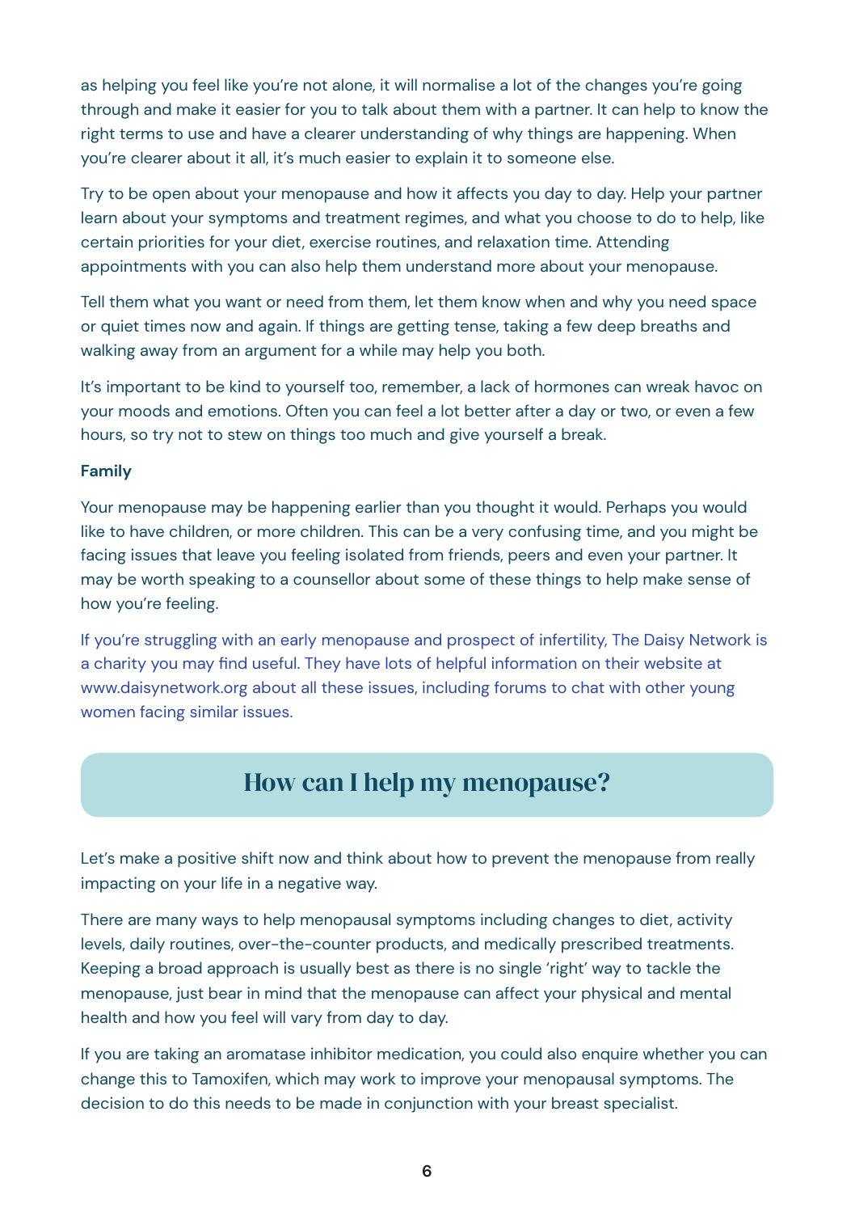as helping you feel like you're not alone, it will normalise a lot of the changes you're going through and make it easier for you to talk about them with a partner. It can help to know the right terms to use and have a clearer understanding of why things are happening. When you're clearer about it all, it's much easier to explain it to someone else.

Try to be open about your menopause and how it affects you day to day. Help your partner learn about your symptoms and treatment regimes, and what you choose to do to help, like certain priorities for your diet, exercise routines, and relaxation time. Attending appointments with you can also help them understand more about your menopause.

Tell them what you want or need from them, let them know when and why you need space or quiet times now and again. If things are getting tense, taking a few deep breaths and walking away from an argument for a while may help you both.

It's important to be kind to yourself too, remember, a lack of hormones can wreak havoc on your moods and emotions. Often you can feel a lot better after a day or two, or even a few hours, so try not to stew on things too much and give yourself a break.

**Family**

Your menopause may be happening earlier than you thought it would. Perhaps you would like to have children, or more children. This can be a very confusing time, and you might be facing issues that leave you feeling isolated from friends, peers and even your partner. It may be worth speaking to a counsellor about some of these things to help make sense of how you're feeling.

If you're struggling with an early menopause and prospect of infertility, The Daisy Network is a charity you may find useful. They have lots of helpful information on their website at www.daisynetwork.org about all these issues, including forums to chat with other young women facing similar issues.

## How can I help my menopause?

Let's make a positive shift now and think about how to prevent the menopause from really impacting on your life in a negative way.

There are many ways to help menopausal symptoms including changes to diet, activity levels, daily routines, over-the-counter products, and medically prescribed treatments. Keeping a broad approach is usually best as there is no single 'right' way to tackle the menopause, just bear in mind that the menopause can affect your physical and mental health and how you feel will vary from day to day.

If you are taking an aromatase inhibitor medication, you could also enquire whether you can change this to Tamoxifen, which may work to improve your menopausal symptoms. The decision to do this needs to be made in conjunction with your breast specialist.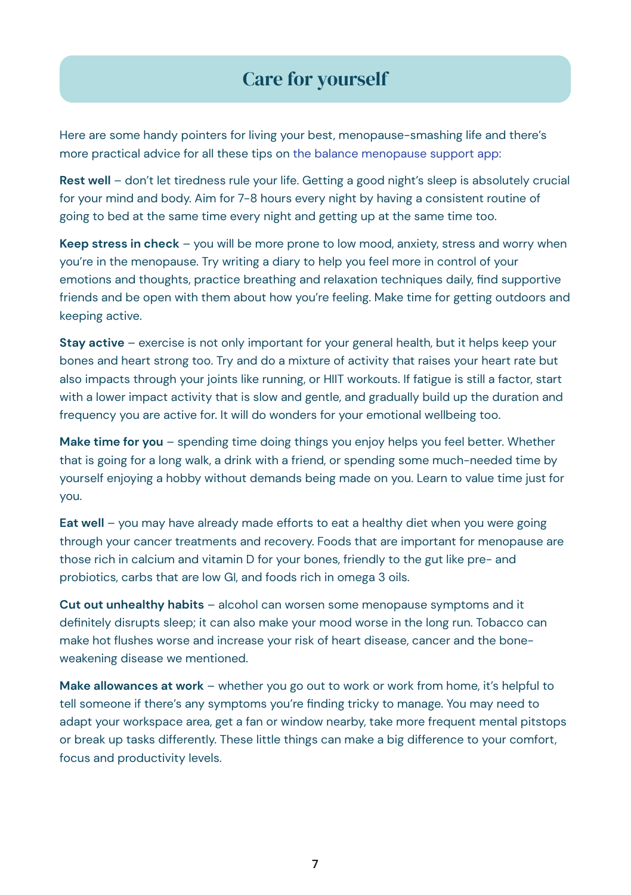## Care for yourself

Here are some handy pointers for living your best, menopause-smashing life and there's more practical advice for all these tips on the balance menopause support app:

**Rest well** – don't let tiredness rule your life. Getting a good night's sleep is absolutely crucial for your mind and body. Aim for 7-8 hours every night by having a consistent routine of going to bed at the same time every night and getting up at the same time too.

**Keep stress in check** – you will be more prone to low mood, anxiety, stress and worry when you're in the menopause. Try writing a diary to help you feel more in control of your emotions and thoughts, practice breathing and relaxation techniques daily, find supportive friends and be open with them about how you're feeling. Make time for getting outdoors and keeping active.

**Stay active** – exercise is not only important for your general health, but it helps keep your bones and heart strong too. Try and do a mixture of activity that raises your heart rate but also impacts through your joints like running, or HIIT workouts. If fatigue is still a factor, start with a lower impact activity that is slow and gentle, and gradually build up the duration and frequency you are active for. It will do wonders for your emotional wellbeing too.

**Make time for you** – spending time doing things you enjoy helps you feel better. Whether that is going for a long walk, a drink with a friend, or spending some much-needed time by yourself enjoying a hobby without demands being made on you. Learn to value time just for you.

**Eat well** – you may have already made efforts to eat a healthy diet when you were going through your cancer treatments and recovery. Foods that are important for menopause are those rich in calcium and vitamin D for your bones, friendly to the gut like pre- and probiotics, carbs that are low GI, and foods rich in omega 3 oils.

**Cut out unhealthy habits** – alcohol can worsen some menopause symptoms and it definitely disrupts sleep; it can also make your mood worse in the long run. Tobacco can make hot flushes worse and increase your risk of heart disease, cancer and the bone-weakening disease we mentioned.

**Make allowances at work** – whether you go out to work or work from home, it's helpful to tell someone if there's any symptoms you're finding tricky to manage. You may need to adapt your workspace area, get a fan or window nearby, take more frequent mental pitstops or break up tasks differently. These little things can make a big difference to your comfort, focus and productivity levels.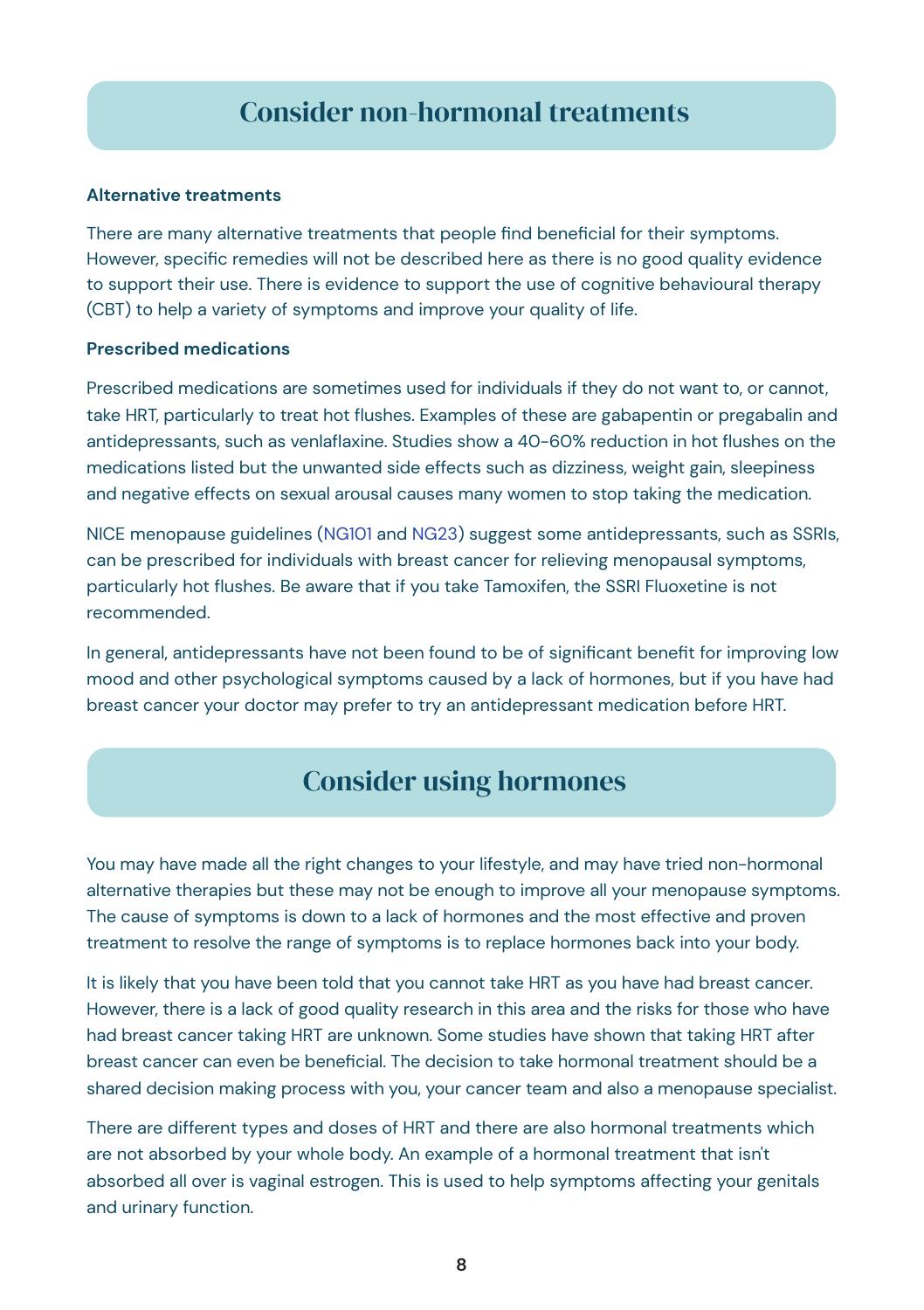## Consider non-hormonal treatments

**Alternative treatments**

There are many alternative treatments that people find beneficial for their symptoms. However, specific remedies will not be described here as there is no good quality evidence to support their use. There is evidence to support the use of cognitive behavioural therapy (CBT) to help a variety of symptoms and improve your quality of life.

**Prescribed medications**

Prescribed medications are sometimes used for individuals if they do not want to, or cannot, take HRT, particularly to treat hot flushes. Examples of these are gabapentin or pregabalin and antidepressants, such as venlafaxine. Studies show a 40-60% reduction in hot flushes on the medications listed but the unwanted side effects such as dizziness, weight gain, sleepiness and negative effects on sexual arousal causes many women to stop taking the medication.

NICE menopause guidelines (NG101 and NG23) suggest some antidepressants, such as SSRIs, can be prescribed for individuals with breast cancer for relieving menopausal symptoms, particularly hot flushes. Be aware that if you take Tamoxifen, the SSRI Fluoxetine is not recommended.

In general, antidepressants have not been found to be of significant benefit for improving low mood and other psychological symptoms caused by a lack of hormones, but if you have had breast cancer your doctor may prefer to try an antidepressant medication before HRT.

## Consider using hormones

You may have made all the right changes to your lifestyle, and may have tried non-hormonal alternative therapies but these may not be enough to improve all your menopause symptoms. The cause of symptoms is down to a lack of hormones and the most effective and proven treatment to resolve the range of symptoms is to replace hormones back into your body.

It is likely that you have been told that you cannot take HRT as you have had breast cancer. However, there is a lack of good quality research in this area and the risks for those who have had breast cancer taking HRT are unknown. Some studies have shown that taking HRT after breast cancer can even be beneficial. The decision to take hormonal treatment should be a shared decision making process with you, your cancer team and also a menopause specialist.

There are different types and doses of HRT and there are also hormonal treatments which are not absorbed by your whole body. An example of a hormonal treatment that isn't absorbed all over is vaginal estrogen. This is used to help symptoms affecting your genitals and urinary function.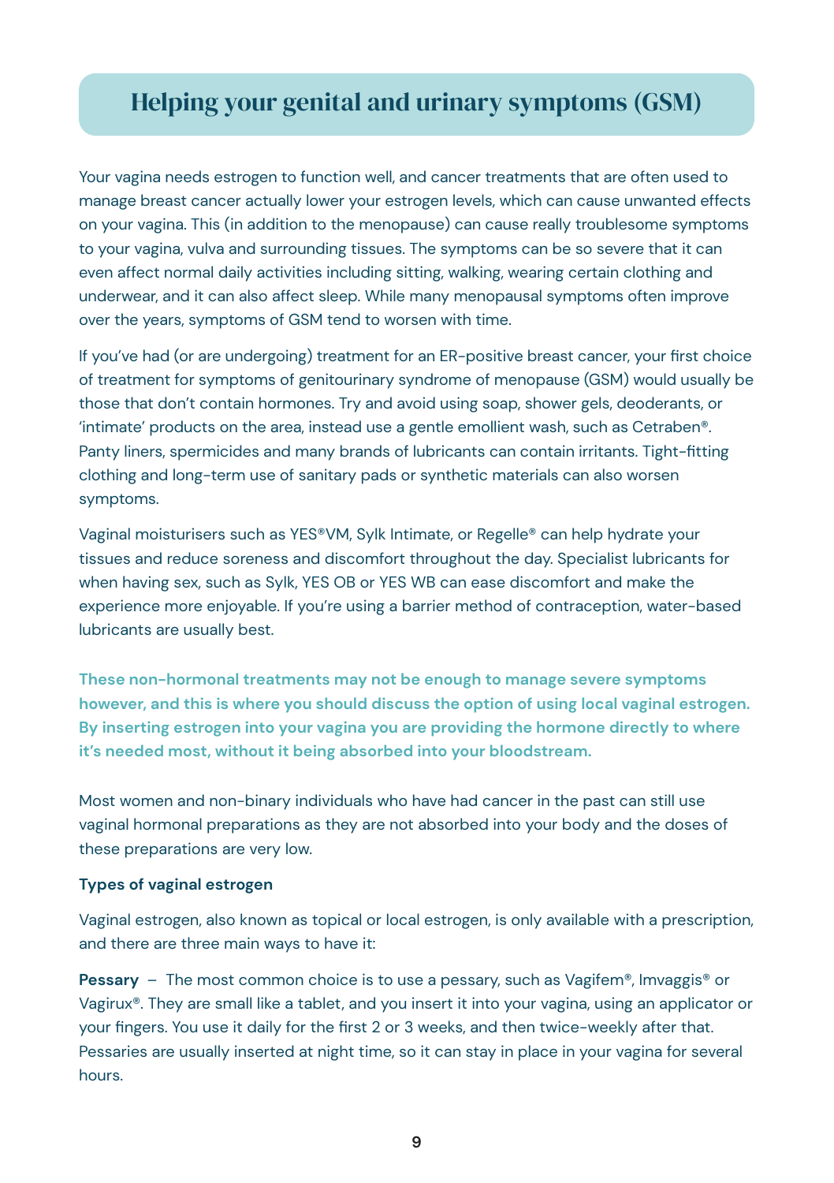# Helping your genital and urinary symptoms (GSM)

Your vagina needs estrogen to function well, and cancer treatments that are often used to manage breast cancer actually lower your estrogen levels, which can cause unwanted effects on your vagina. This (in addition to the menopause) can cause really troublesome symptoms to your vagina, vulva and surrounding tissues. The symptoms can be so severe that it can even affect normal daily activities including sitting, walking, wearing certain clothing and underwear, and it can also affect sleep. While many menopausal symptoms often improve over the years, symptoms of GSM tend to worsen with time.

If you've had (or are undergoing) treatment for an ER-positive breast cancer, your first choice of treatment for symptoms of genitourinary syndrome of menopause (GSM) would usually be those that don't contain hormones. Try and avoid using soap, shower gels, deoderants, or 'intimate' products on the area, instead use a gentle emollient wash, such as Cetraben®. Panty liners, spermicides and many brands of lubricants can contain irritants. Tight-fitting clothing and long-term use of sanitary pads or synthetic materials can also worsen symptoms.

Vaginal moisturisers such as YES®VM, Sylk Intimate, or Regelle® can help hydrate your tissues and reduce soreness and discomfort throughout the day. Specialist lubricants for when having sex, such as Sylk, YES OB or YES WB can ease discomfort and make the experience more enjoyable. If you're using a barrier method of contraception, water-based lubricants are usually best.

**These non-hormonal treatments may not be enough to manage severe symptoms however, and this is where you should discuss the option of using local vaginal estrogen. By inserting estrogen into your vagina you are providing the hormone directly to where it's needed most, without it being absorbed into your bloodstream.**

Most women and non-binary individuals who have had cancer in the past can still use vaginal hormonal preparations as they are not absorbed into your body and the doses of these preparations are very low.

**Types of vaginal estrogen**

Vaginal estrogen, also known as topical or local estrogen, is only available with a prescription, and there are three main ways to have it:

**Pessary** – The most common choice is to use a pessary, such as Vagifem®, Imvaggis® or Vagirux®. They are small like a tablet, and you insert it into your vagina, using an applicator or your fingers. You use it daily for the first 2 or 3 weeks, and then twice-weekly after that. Pessaries are usually inserted at night time, so it can stay in place in your vagina for several hours.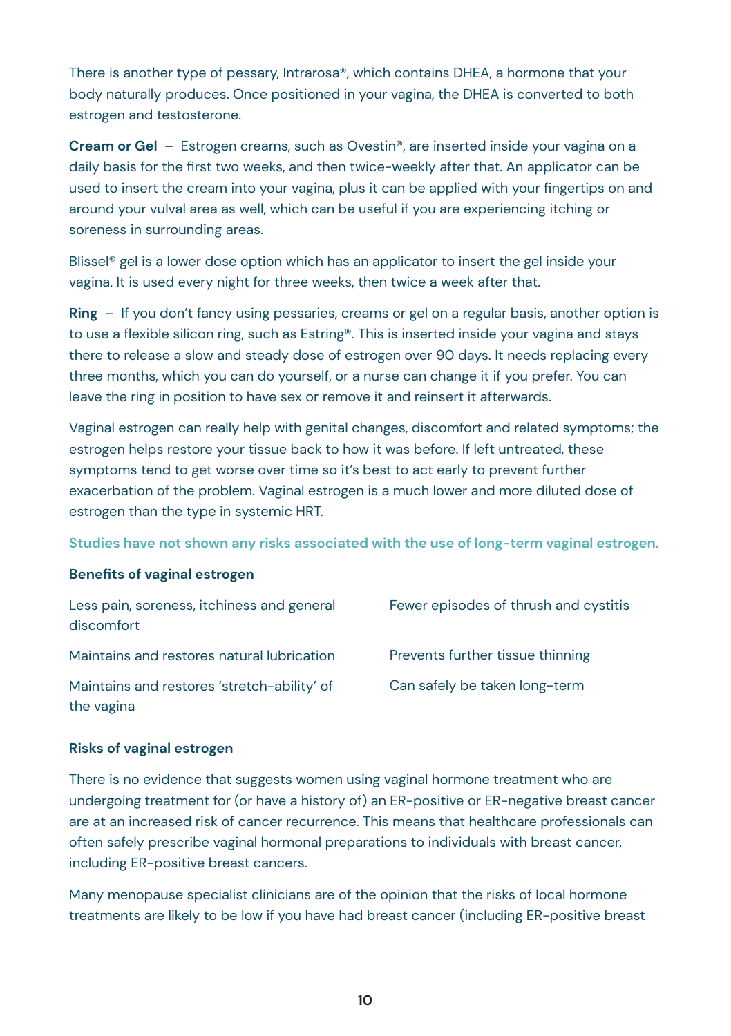There is another type of pessary, Intrarosa®, which contains DHEA, a hormone that your body naturally produces. Once positioned in your vagina, the DHEA is converted to both estrogen and testosterone.

**Cream or Gel** – Estrogen creams, such as Ovestin®, are inserted inside your vagina on a daily basis for the first two weeks, and then twice-weekly after that. An applicator can be used to insert the cream into your vagina, plus it can be applied with your fingertips on and around your vulval area as well, which can be useful if you are experiencing itching or soreness in surrounding areas.

Blissel® gel is a lower dose option which has an applicator to insert the gel inside your vagina. It is used every night for three weeks, then twice a week after that.

**Ring** – If you don't fancy using pessaries, creams or gel on a regular basis, another option is to use a flexible silicon ring, such as Estring®. This is inserted inside your vagina and stays there to release a slow and steady dose of estrogen over 90 days. It needs replacing every three months, which you can do yourself, or a nurse can change it if you prefer. You can leave the ring in position to have sex or remove it and reinsert it afterwards.

Vaginal estrogen can really help with genital changes, discomfort and related symptoms; the estrogen helps restore your tissue back to how it was before. If left untreated, these symptoms tend to get worse over time so it's best to act early to prevent further exacerbation of the problem. Vaginal estrogen is a much lower and more diluted dose of estrogen than the type in systemic HRT.

**Studies have not shown any risks associated with the use of long-term vaginal estrogen.**

### Benefits of vaginal estrogen

- Less pain, soreness, itchiness and general discomfort
- Maintains and restores natural lubrication
- Maintains and restores 'stretch-ability' of the vagina
- Fewer episodes of thrush and cystitis
- Prevents further tissue thinning
- Can safely be taken long-term

### Risks of vaginal estrogen

There is no evidence that suggests women using vaginal hormone treatment who are undergoing treatment for (or have a history of) an ER-positive or ER-negative breast cancer are at an increased risk of cancer recurrence. This means that healthcare professionals can often safely prescribe vaginal hormonal preparations to individuals with breast cancer, including ER-positive breast cancers.

Many menopause specialist clinicians are of the opinion that the risks of local hormone treatments are likely to be low if you have had breast cancer (including ER-positive breast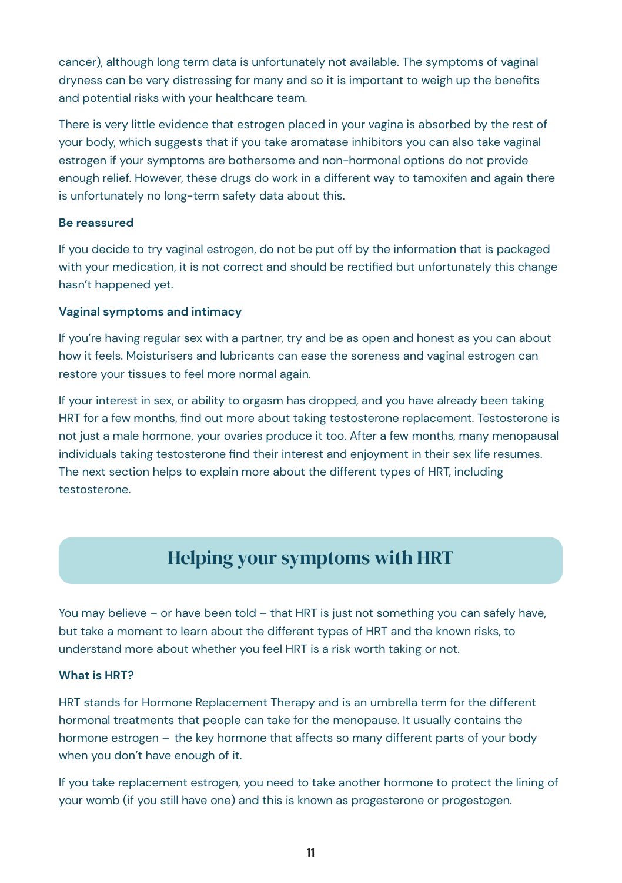cancer), although long term data is unfortunately not available. The symptoms of vaginal dryness can be very distressing for many and so it is important to weigh up the benefits and potential risks with your healthcare team.

There is very little evidence that estrogen placed in your vagina is absorbed by the rest of your body, which suggests that if you take aromatase inhibitors you can also take vaginal estrogen if your symptoms are bothersome and non-hormonal options do not provide enough relief. However, these drugs do work in a different way to tamoxifen and again there is unfortunately no long-term safety data about this.

**Be reassured**

If you decide to try vaginal estrogen, do not be put off by the information that is packaged with your medication, it is not correct and should be rectified but unfortunately this change hasn't happened yet.

**Vaginal symptoms and intimacy**

If you're having regular sex with a partner, try and be as open and honest as you can about how it feels. Moisturisers and lubricants can ease the soreness and vaginal estrogen can restore your tissues to feel more normal again.

If your interest in sex, or ability to orgasm has dropped, and you have already been taking HRT for a few months, find out more about taking testosterone replacement. Testosterone is not just a male hormone, your ovaries produce it too. After a few months, many menopausal individuals taking testosterone find their interest and enjoyment in their sex life resumes. The next section helps to explain more about the different types of HRT, including testosterone.

## Helping your symptoms with HRT

You may believe – or have been told – that HRT is just not something you can safely have, but take a moment to learn about the different types of HRT and the known risks, to understand more about whether you feel HRT is a risk worth taking or not.

**What is HRT?**

HRT stands for Hormone Replacement Therapy and is an umbrella term for the different hormonal treatments that people can take for the menopause. It usually contains the hormone estrogen – the key hormone that affects so many different parts of your body when you don't have enough of it.

If you take replacement estrogen, you need to take another hormone to protect the lining of your womb (if you still have one) and this is known as progesterone or progestogen.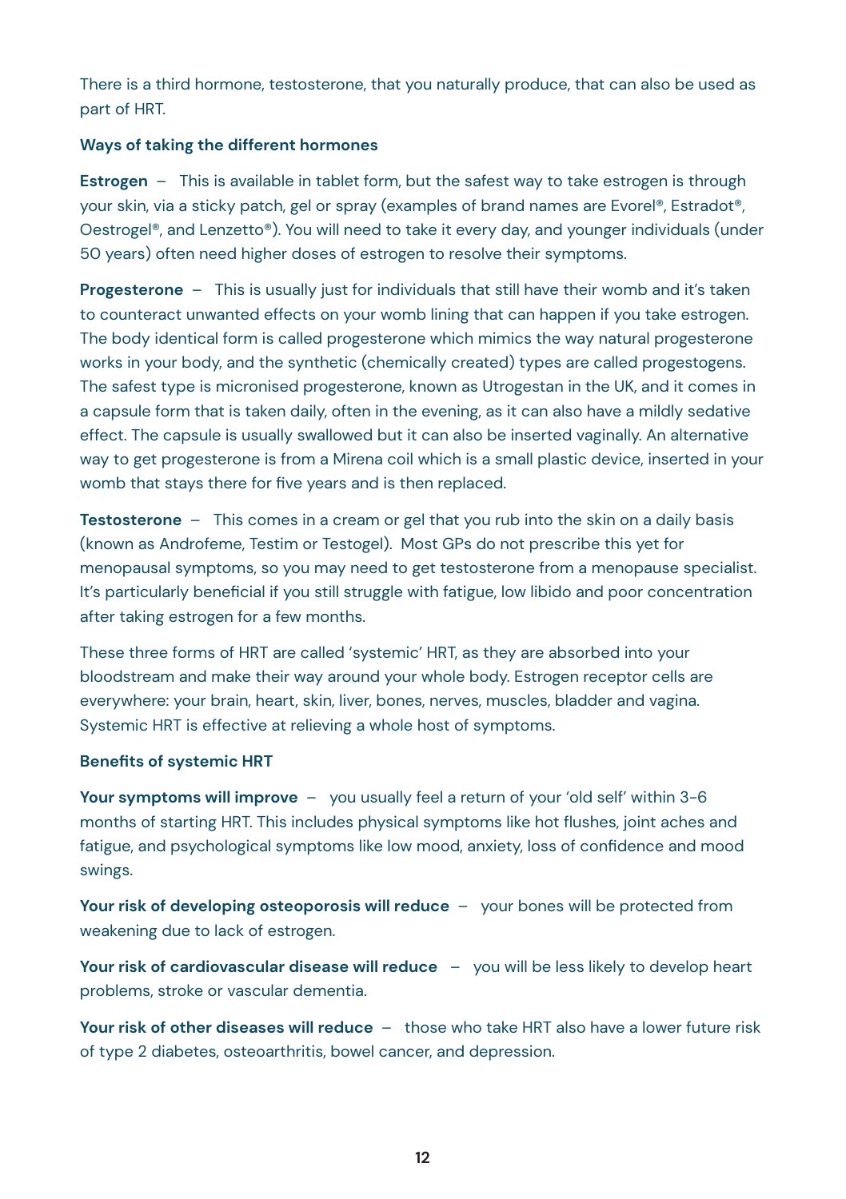There is a third hormone, testosterone, that you naturally produce, that can also be used as part of HRT.

**Ways of taking the different hormones**

**Estrogen** – This is available in tablet form, but the safest way to take estrogen is through your skin, via a sticky patch, gel or spray (examples of brand names are Evorel®, Estradot®, Oestrogel®, and Lenzetto®). You will need to take it every day, and younger individuals (under 50 years) often need higher doses of estrogen to resolve their symptoms.

**Progesterone** – This is usually just for individuals that still have their womb and it's taken to counteract unwanted effects on your womb lining that can happen if you take estrogen. The body identical form is called progesterone which mimics the way natural progesterone works in your body, and the synthetic (chemically created) types are called progestogens. The safest type is micronised progesterone, known as Utrogestan in the UK, and it comes in a capsule form that is taken daily, often in the evening, as it can also have a mildly sedative effect. The capsule is usually swallowed but it can also be inserted vaginally. An alternative way to get progesterone is from a Mirena coil which is a small plastic device, inserted in your womb that stays there for five years and is then replaced.

**Testosterone** – This comes in a cream or gel that you rub into the skin on a daily basis (known as Androfeme, Testim or Testogel). Most GPs do not prescribe this yet for menopausal symptoms, so you may need to get testosterone from a menopause specialist. It's particularly beneficial if you still struggle with fatigue, low libido and poor concentration after taking estrogen for a few months.

These three forms of HRT are called 'systemic' HRT, as they are absorbed into your bloodstream and make their way around your whole body. Estrogen receptor cells are everywhere: your brain, heart, skin, liver, bones, nerves, muscles, bladder and vagina. Systemic HRT is effective at relieving a whole host of symptoms.

**Benefits of systemic HRT**

**Your symptoms will improve** – you usually feel a return of your 'old self' within 3-6 months of starting HRT. This includes physical symptoms like hot flushes, joint aches and fatigue, and psychological symptoms like low mood, anxiety, loss of confidence and mood swings.

**Your risk of developing osteoporosis will reduce** – your bones will be protected from weakening due to lack of estrogen.

**Your risk of cardiovascular disease will reduce** – you will be less likely to develop heart problems, stroke or vascular dementia.

**Your risk of other diseases will reduce** – those who take HRT also have a lower future risk of type 2 diabetes, osteoarthritis, bowel cancer, and depression.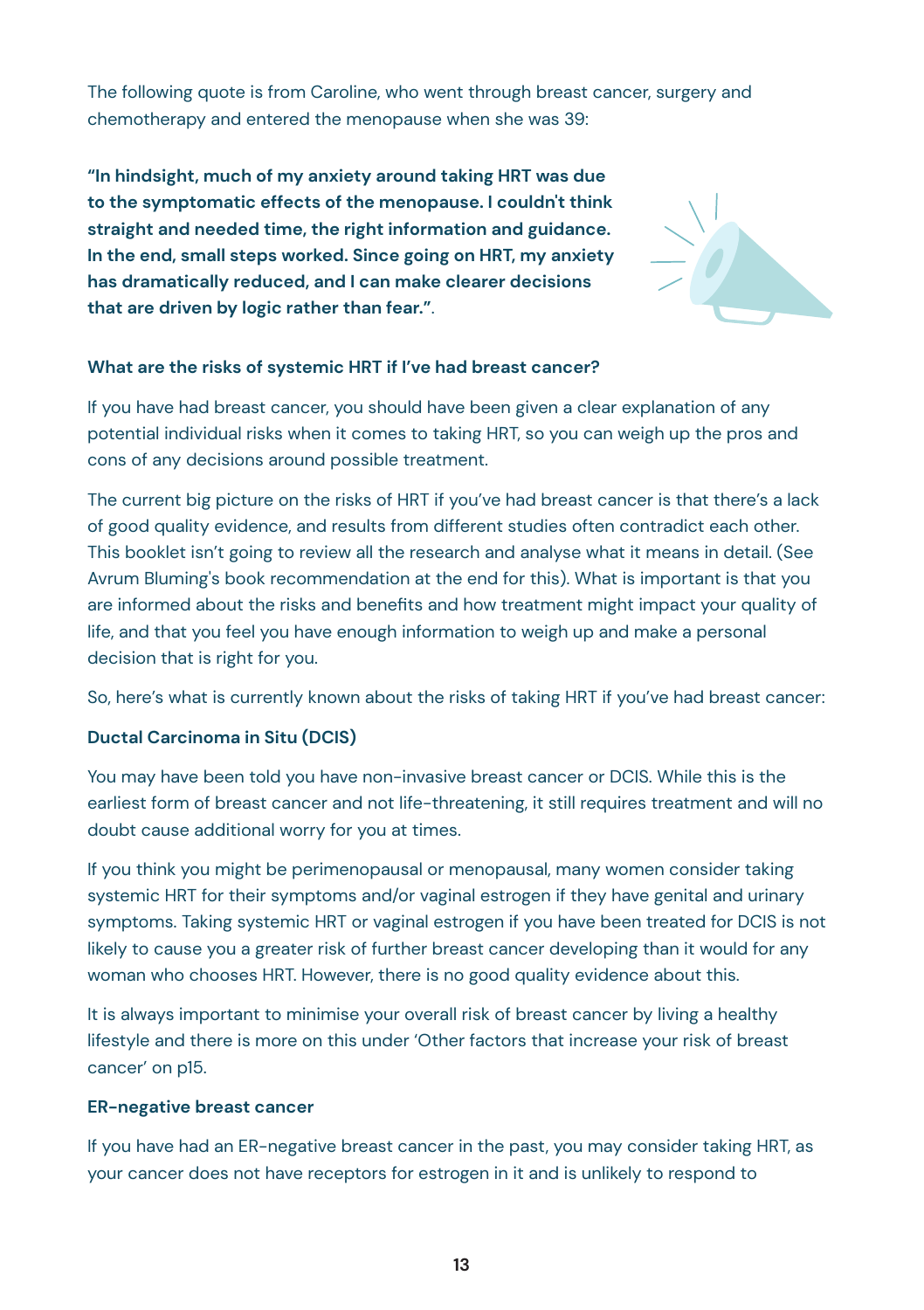The following quote is from Caroline, who went through breast cancer, surgery and chemotherapy and entered the menopause when she was 39:

**"In hindsight, much of my anxiety around taking HRT was due to the symptomatic effects of the menopause. I couldn't think straight and needed time, the right information and guidance. In the end, small steps worked. Since going on HRT, my anxiety has dramatically reduced, and I can make clearer decisions that are driven by logic rather than fear."**.

### What are the risks of systemic HRT if I've had breast cancer?

If you have had breast cancer, you should have been given a clear explanation of any potential individual risks when it comes to taking HRT, so you can weigh up the pros and cons of any decisions around possible treatment.

The current big picture on the risks of HRT if you've had breast cancer is that there's a lack of good quality evidence, and results from different studies often contradict each other. This booklet isn't going to review all the research and analyse what it means in detail. (See Avrum Bluming's book recommendation at the end for this). What is important is that you are informed about the risks and benefits and how treatment might impact your quality of life, and that you feel you have enough information to weigh up and make a personal decision that is right for you.

So, here's what is currently known about the risks of taking HRT if you've had breast cancer:

#### Ductal Carcinoma in Situ (DCIS)

You may have been told you have non-invasive breast cancer or DCIS. While this is the earliest form of breast cancer and not life-threatening, it still requires treatment and will no doubt cause additional worry for you at times.

If you think you might be perimenopausal or menopausal, many women consider taking systemic HRT for their symptoms and/or vaginal estrogen if they have genital and urinary symptoms. Taking systemic HRT or vaginal estrogen if you have been treated for DCIS is not likely to cause you a greater risk of further breast cancer developing than it would for any woman who chooses HRT. However, there is no good quality evidence about this.

It is always important to minimise your overall risk of breast cancer by living a healthy lifestyle and there is more on this under 'Other factors that increase your risk of breast cancer' on p15.

#### ER-negative breast cancer

If you have had an ER-negative breast cancer in the past, you may consider taking HRT, as your cancer does not have receptors for estrogen in it and is unlikely to respond to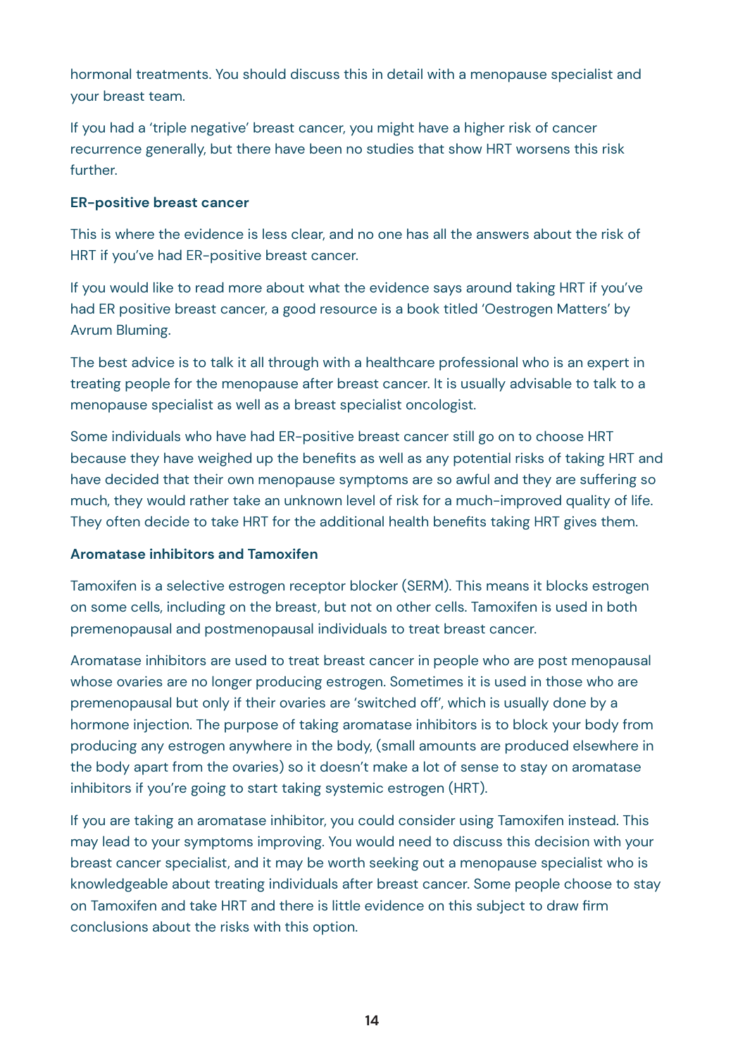hormonal treatments. You should discuss this in detail with a menopause specialist and your breast team.

If you had a 'triple negative' breast cancer, you might have a higher risk of cancer recurrence generally, but there have been no studies that show HRT worsens this risk further.

**ER-positive breast cancer**

This is where the evidence is less clear, and no one has all the answers about the risk of HRT if you've had ER-positive breast cancer.

If you would like to read more about what the evidence says around taking HRT if you've had ER positive breast cancer, a good resource is a book titled 'Oestrogen Matters' by Avrum Bluming.

The best advice is to talk it all through with a healthcare professional who is an expert in treating people for the menopause after breast cancer. It is usually advisable to talk to a menopause specialist as well as a breast specialist oncologist.

Some individuals who have had ER-positive breast cancer still go on to choose HRT because they have weighed up the benefits as well as any potential risks of taking HRT and have decided that their own menopause symptoms are so awful and they are suffering so much, they would rather take an unknown level of risk for a much-improved quality of life. They often decide to take HRT for the additional health benefits taking HRT gives them.

**Aromatase inhibitors and Tamoxifen**

Tamoxifen is a selective estrogen receptor blocker (SERM). This means it blocks estrogen on some cells, including on the breast, but not on other cells. Tamoxifen is used in both premenopausal and postmenopausal individuals to treat breast cancer.

Aromatase inhibitors are used to treat breast cancer in people who are post menopausal whose ovaries are no longer producing estrogen. Sometimes it is used in those who are premenopausal but only if their ovaries are 'switched off', which is usually done by a hormone injection. The purpose of taking aromatase inhibitors is to block your body from producing any estrogen anywhere in the body, (small amounts are produced elsewhere in the body apart from the ovaries) so it doesn't make a lot of sense to stay on aromatase inhibitors if you're going to start taking systemic estrogen (HRT).

If you are taking an aromatase inhibitor, you could consider using Tamoxifen instead. This may lead to your symptoms improving. You would need to discuss this decision with your breast cancer specialist, and it may be worth seeking out a menopause specialist who is knowledgeable about treating individuals after breast cancer. Some people choose to stay on Tamoxifen and take HRT and there is little evidence on this subject to draw firm conclusions about the risks with this option.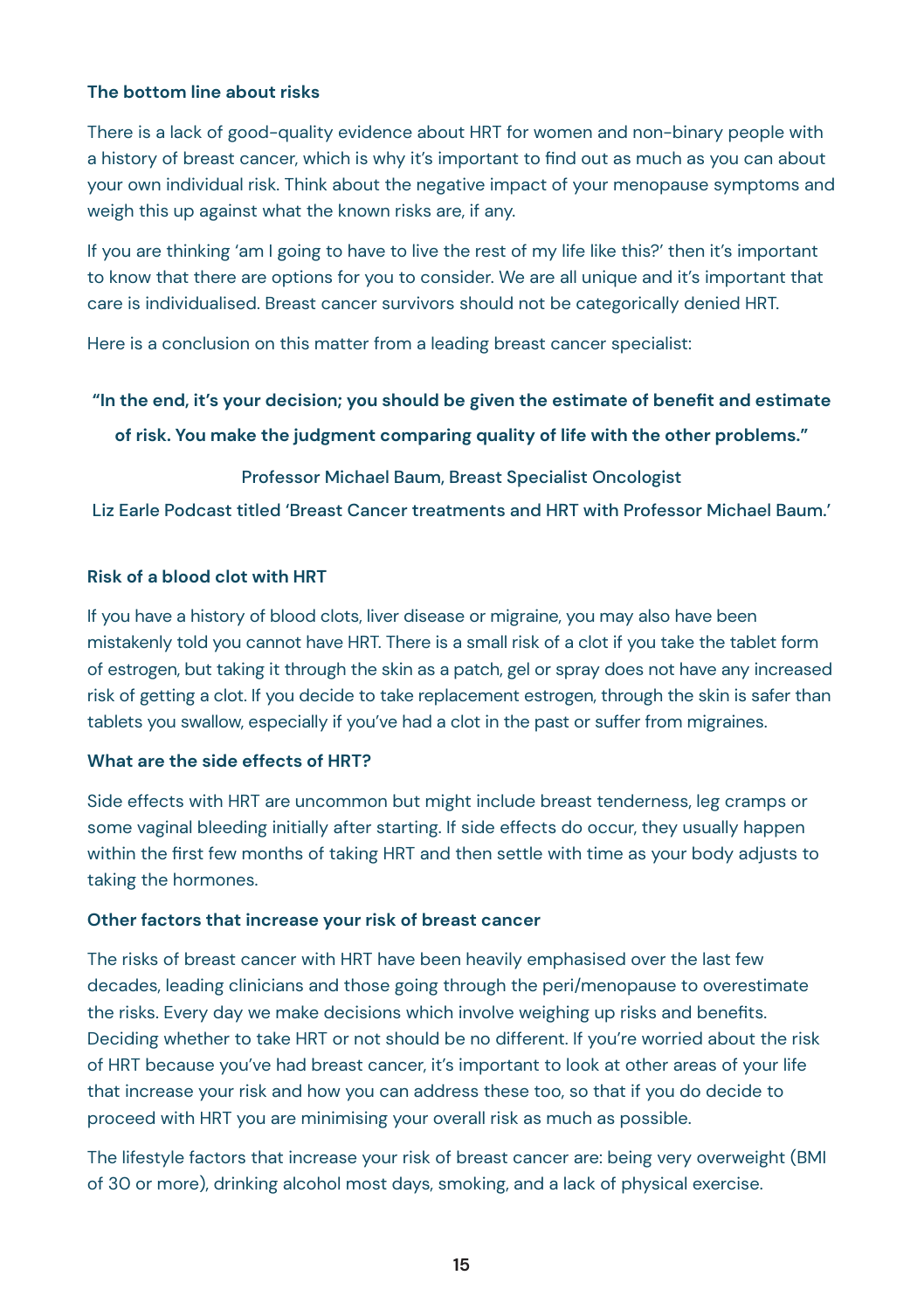### The bottom line about risks

There is a lack of good-quality evidence about HRT for women and non-binary people with a history of breast cancer, which is why it's important to find out as much as you can about your own individual risk. Think about the negative impact of your menopause symptoms and weigh this up against what the known risks are, if any.

If you are thinking 'am I going to have to live the rest of my life like this?' then it's important to know that there are options for you to consider. We are all unique and it's important that care is individualised. Breast cancer survivors should not be categorically denied HRT.

Here is a conclusion on this matter from a leading breast cancer specialist:

**"In the end, it's your decision; you should be given the estimate of benefit and estimate of risk. You make the judgment comparing quality of life with the other problems."**

Professor Michael Baum, Breast Specialist Oncologist

Liz Earle Podcast titled 'Breast Cancer treatments and HRT with Professor Michael Baum.'

### Risk of a blood clot with HRT

If you have a history of blood clots, liver disease or migraine, you may also have been mistakenly told you cannot have HRT. There is a small risk of a clot if you take the tablet form of estrogen, but taking it through the skin as a patch, gel or spray does not have any increased risk of getting a clot. If you decide to take replacement estrogen, through the skin is safer than tablets you swallow, especially if you've had a clot in the past or suffer from migraines.

### What are the side effects of HRT?

Side effects with HRT are uncommon but might include breast tenderness, leg cramps or some vaginal bleeding initially after starting. If side effects do occur, they usually happen within the first few months of taking HRT and then settle with time as your body adjusts to taking the hormones.

### Other factors that increase your risk of breast cancer

The risks of breast cancer with HRT have been heavily emphasised over the last few decades, leading clinicians and those going through the peri/menopause to overestimate the risks. Every day we make decisions which involve weighing up risks and benefits. Deciding whether to take HRT or not should be no different. If you're worried about the risk of HRT because you've had breast cancer, it's important to look at other areas of your life that increase your risk and how you can address these too, so that if you do decide to proceed with HRT you are minimising your overall risk as much as possible.

The lifestyle factors that increase your risk of breast cancer are: being very overweight (BMI of 30 or more), drinking alcohol most days, smoking, and a lack of physical exercise.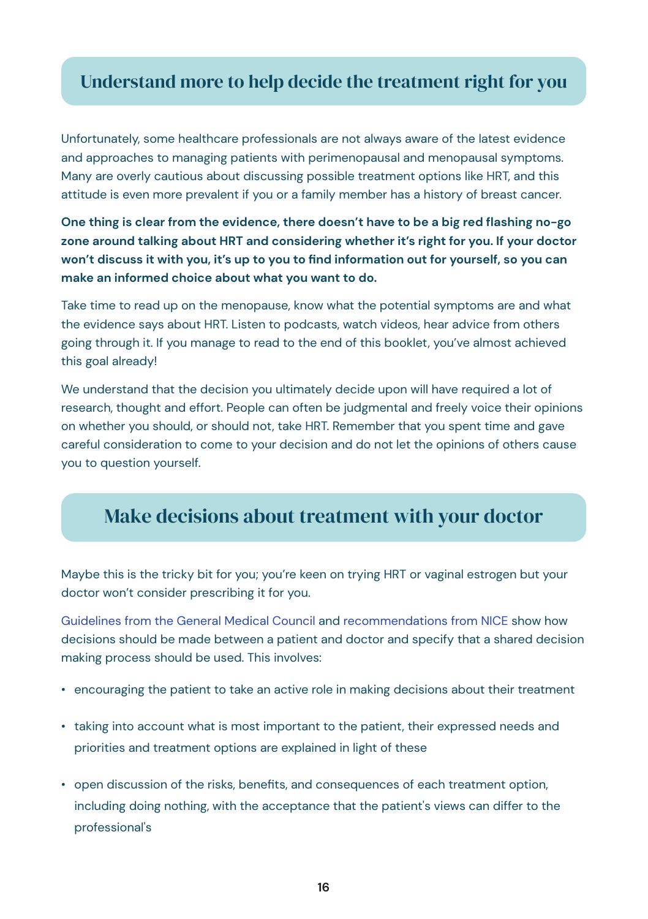## Understand more to help decide the treatment right for you

Unfortunately, some healthcare professionals are not always aware of the latest evidence and approaches to managing patients with perimenopausal and menopausal symptoms. Many are overly cautious about discussing possible treatment options like HRT, and this attitude is even more prevalent if you or a family member has a history of breast cancer.

**One thing is clear from the evidence, there doesn't have to be a big red flashing no-go zone around talking about HRT and considering whether it's right for you. If your doctor won't discuss it with you, it's up to you to find information out for yourself, so you can make an informed choice about what you want to do.**

Take time to read up on the menopause, know what the potential symptoms are and what the evidence says about HRT. Listen to podcasts, watch videos, hear advice from others going through it. If you manage to read to the end of this booklet, you've almost achieved this goal already!

We understand that the decision you ultimately decide upon will have required a lot of research, thought and effort. People can often be judgmental and freely voice their opinions on whether you should, or should not, take HRT. Remember that you spent time and gave careful consideration to come to your decision and do not let the opinions of others cause you to question yourself.

## Make decisions about treatment with your doctor

Maybe this is the tricky bit for you; you're keen on trying HRT or vaginal estrogen but your doctor won't consider prescribing it for you.

Guidelines from the General Medical Council and recommendations from NICE show how decisions should be made between a patient and doctor and specify that a shared decision making process should be used. This involves:

- encouraging the patient to take an active role in making decisions about their treatment
- taking into account what is most important to the patient, their expressed needs and priorities and treatment options are explained in light of these
- open discussion of the risks, benefits, and consequences of each treatment option, including doing nothing, with the acceptance that the patient's views can differ to the professional's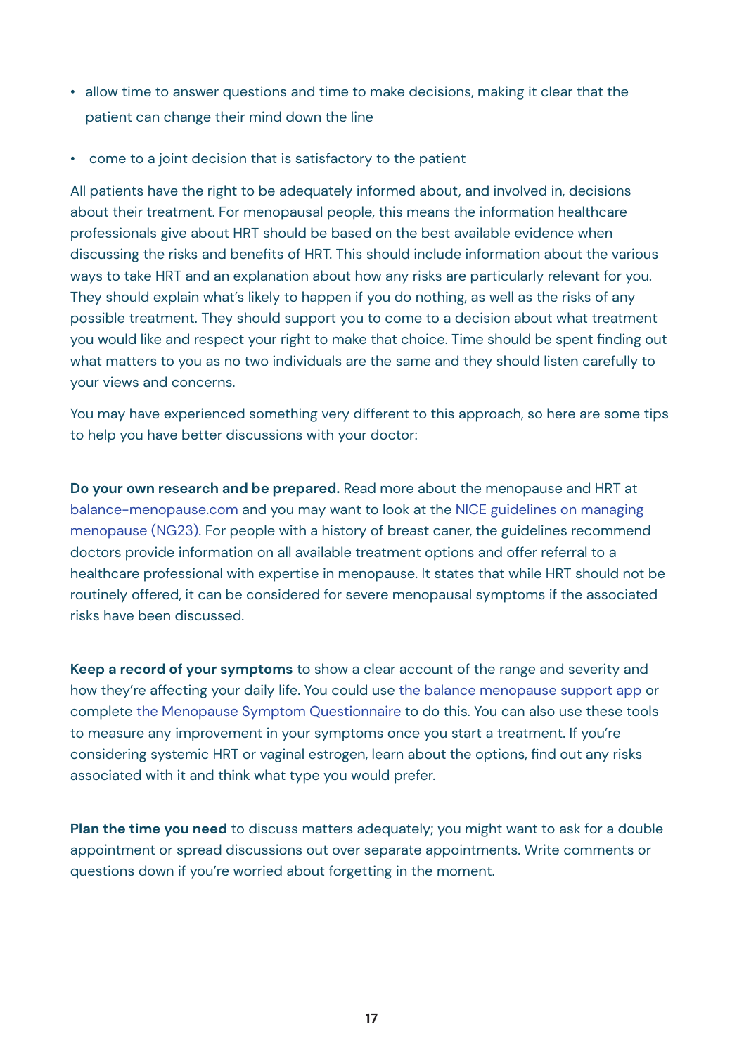- allow time to answer questions and time to make decisions, making it clear that the patient can change their mind down the line
- come to a joint decision that is satisfactory to the patient

All patients have the right to be adequately informed about, and involved in, decisions about their treatment. For menopausal people, this means the information healthcare professionals give about HRT should be based on the best available evidence when discussing the risks and benefits of HRT. This should include information about the various ways to take HRT and an explanation about how any risks are particularly relevant for you. They should explain what's likely to happen if you do nothing, as well as the risks of any possible treatment. They should support you to come to a decision about what treatment you would like and respect your right to make that choice. Time should be spent finding out what matters to you as no two individuals are the same and they should listen carefully to your views and concerns.

You may have experienced something very different to this approach, so here are some tips to help you have better discussions with your doctor:

**Do your own research and be prepared.** Read more about the menopause and HRT at balance-menopause.com and you may want to look at the NICE guidelines on managing menopause (NG23). For people with a history of breast caner, the guidelines recommend doctors provide information on all available treatment options and offer referral to a healthcare professional with expertise in menopause. It states that while HRT should not be routinely offered, it can be considered for severe menopausal symptoms if the associated risks have been discussed.

**Keep a record of your symptoms** to show a clear account of the range and severity and how they're affecting your daily life. You could use the balance menopause support app or complete the Menopause Symptom Questionnaire to do this. You can also use these tools to measure any improvement in your symptoms once you start a treatment. If you're considering systemic HRT or vaginal estrogen, learn about the options, find out any risks associated with it and think what type you would prefer.

**Plan the time you need** to discuss matters adequately; you might want to ask for a double appointment or spread discussions out over separate appointments. Write comments or questions down if you're worried about forgetting in the moment.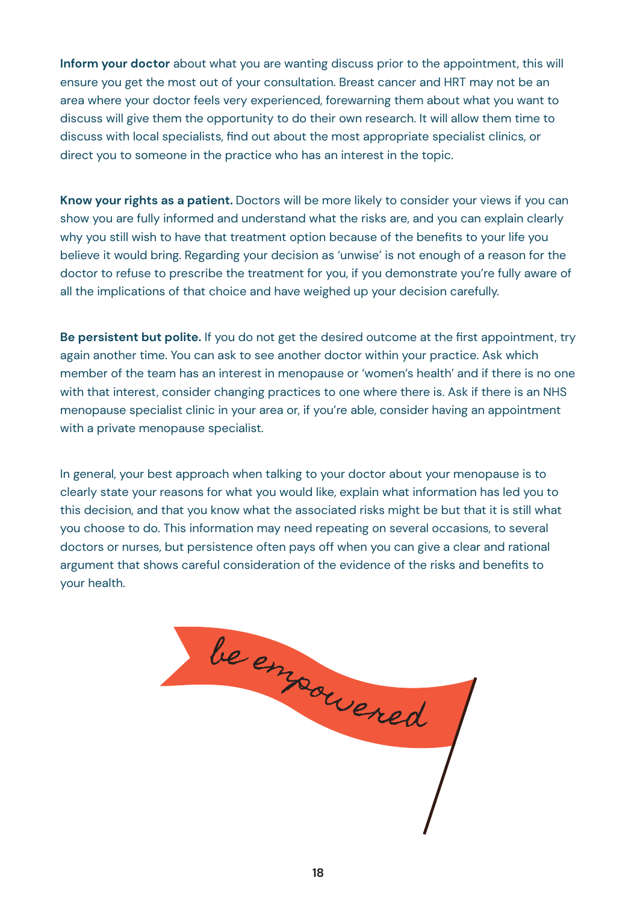**Inform your doctor** about what you are wanting discuss prior to the appointment, this will ensure you get the most out of your consultation. Breast cancer and HRT may not be an area where your doctor feels very experienced, forewarning them about what you want to discuss will give them the opportunity to do their own research. It will allow them time to discuss with local specialists, find out about the most appropriate specialist clinics, or direct you to someone in the practice who has an interest in the topic.

**Know your rights as a patient.** Doctors will be more likely to consider your views if you can show you are fully informed and understand what the risks are, and you can explain clearly why you still wish to have that treatment option because of the benefits to your life you believe it would bring. Regarding your decision as 'unwise' is not enough of a reason for the doctor to refuse to prescribe the treatment for you, if you demonstrate you're fully aware of all the implications of that choice and have weighed up your decision carefully.

**Be persistent but polite.** If you do not get the desired outcome at the first appointment, try again another time. You can ask to see another doctor within your practice. Ask which member of the team has an interest in menopause or 'women's health' and if there is no one with that interest, consider changing practices to one where there is. Ask if there is an NHS menopause specialist clinic in your area or, if you're able, consider having an appointment with a private menopause specialist.

In general, your best approach when talking to your doctor about your menopause is to clearly state your reasons for what you would like, explain what information has led you to this decision, and that you know what the associated risks might be but that it is still what you choose to do. This information may need repeating on several occasions, to several doctors or nurses, but persistence often pays off when you can give a clear and rational argument that shows careful consideration of the evidence of the risks and benefits to your health.

be empowered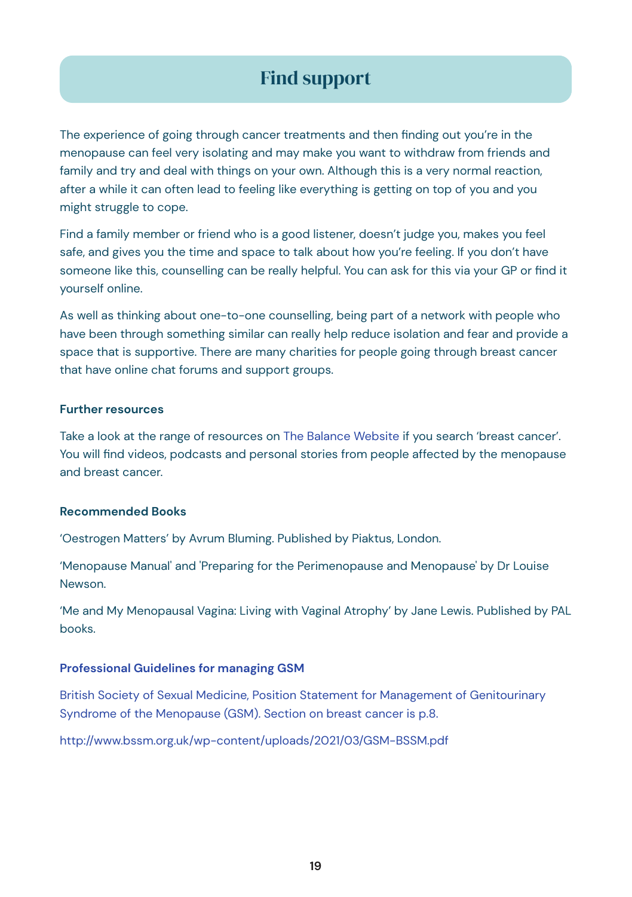# Find support

The experience of going through cancer treatments and then finding out you're in the menopause can feel very isolating and may make you want to withdraw from friends and family and try and deal with things on your own. Although this is a very normal reaction, after a while it can often lead to feeling like everything is getting on top of you and you might struggle to cope.

Find a family member or friend who is a good listener, doesn't judge you, makes you feel safe, and gives you the time and space to talk about how you're feeling. If you don't have someone like this, counselling can be really helpful. You can ask for this via your GP or find it yourself online.

As well as thinking about one-to-one counselling, being part of a network with people who have been through something similar can really help reduce isolation and fear and provide a space that is supportive. There are many charities for people going through breast cancer that have online chat forums and support groups.

### Further resources

Take a look at the range of resources on The Balance Website if you search 'breast cancer'. You will find videos, podcasts and personal stories from people affected by the menopause and breast cancer.

### Recommended Books

'Oestrogen Matters' by Avrum Bluming. Published by Piaktus, London.

'Menopause Manual' and 'Preparing for the Perimenopause and Menopause' by Dr Louise Newson.

'Me and My Menopausal Vagina: Living with Vaginal Atrophy' by Jane Lewis. Published by PAL books.

### Professional Guidelines for managing GSM

British Society of Sexual Medicine, Position Statement for Management of Genitourinary Syndrome of the Menopause (GSM). Section on breast cancer is p.8.

http://www.bssm.org.uk/wp-content/uploads/2021/03/GSM-BSSM.pdf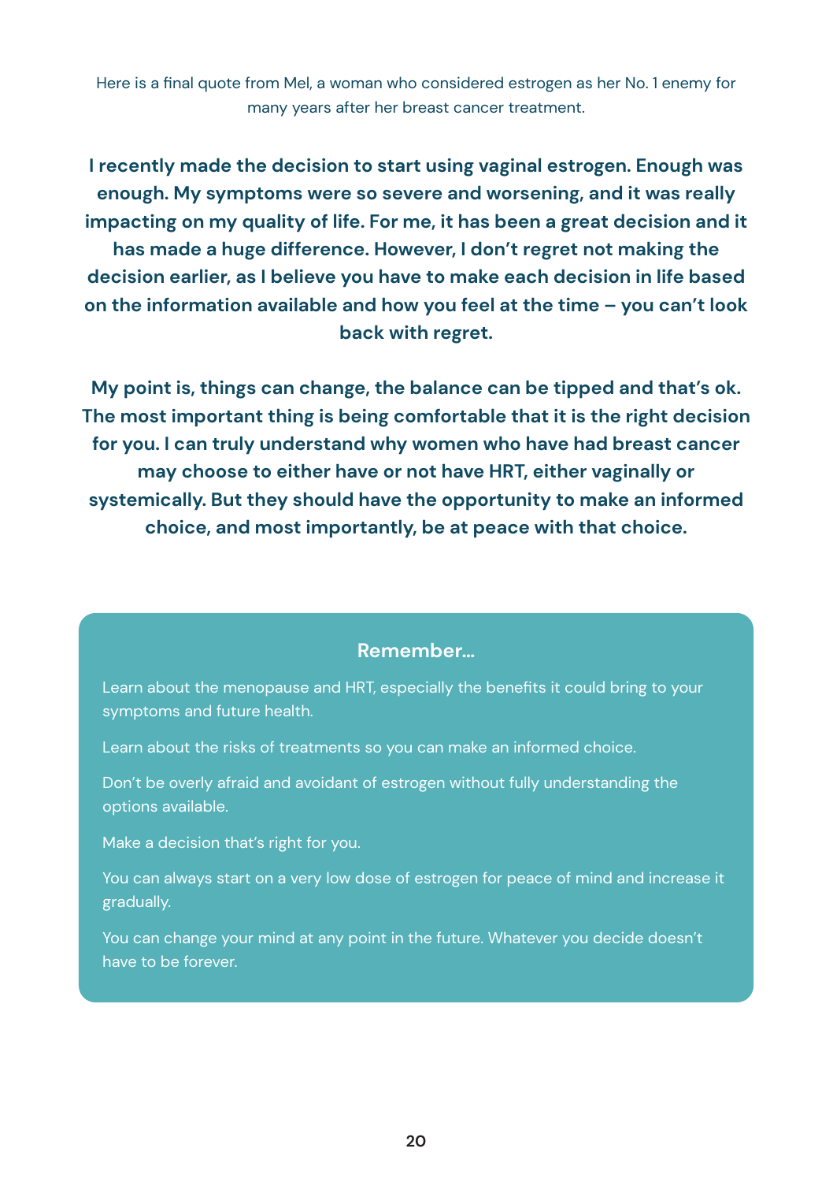Here is a final quote from Mel, a woman who considered estrogen as her No. 1 enemy for many years after her breast cancer treatment.

**I recently made the decision to start using vaginal estrogen. Enough was enough. My symptoms were so severe and worsening, and it was really impacting on my quality of life. For me, it has been a great decision and it has made a huge difference. However, I don't regret not making the decision earlier, as I believe you have to make each decision in life based on the information available and how you feel at the time – you can't look back with regret.**

**My point is, things can change, the balance can be tipped and that's ok. The most important thing is being comfortable that it is the right decision for you. I can truly understand why women who have had breast cancer may choose to either have or not have HRT, either vaginally or systemically. But they should have the opportunity to make an informed choice, and most importantly, be at peace with that choice.**

### Remember...

Learn about the menopause and HRT, especially the benefits it could bring to your symptoms and future health.

Learn about the risks of treatments so you can make an informed choice.

Don't be overly afraid and avoidant of estrogen without fully understanding the options available.

Make a decision that's right for you.

You can always start on a very low dose of estrogen for peace of mind and increase it gradually.

You can change your mind at any point in the future. Whatever you decide doesn't have to be forever.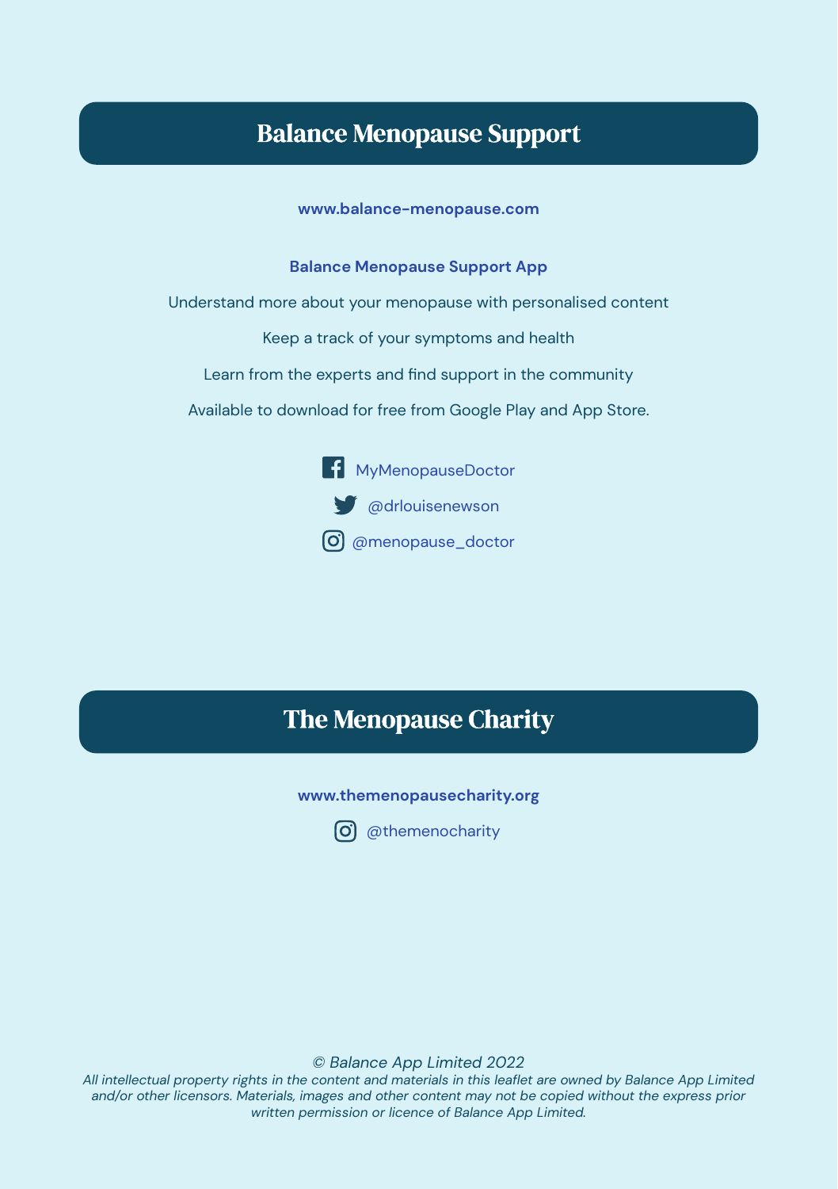## Balance Menopause Support

**www.balance-menopause.com**

**Balance Menopause Support App**

Understand more about your menopause with personalised content

Keep a track of your symptoms and health

Learn from the experts and find support in the community

Available to download for free from Google Play and App Store.

MyMenopauseDoctor

@drlouisenewson

@menopause_doctor

## The Menopause Charity

**www.themenopausecharity.org**

@themenocharity

*© Balance App Limited 2022*

*All intellectual property rights in the content and materials in this leaflet are owned by Balance App Limited and/or other licensors. Materials, images and other content may not be copied without the express prior written permission or licence of Balance App Limited.*